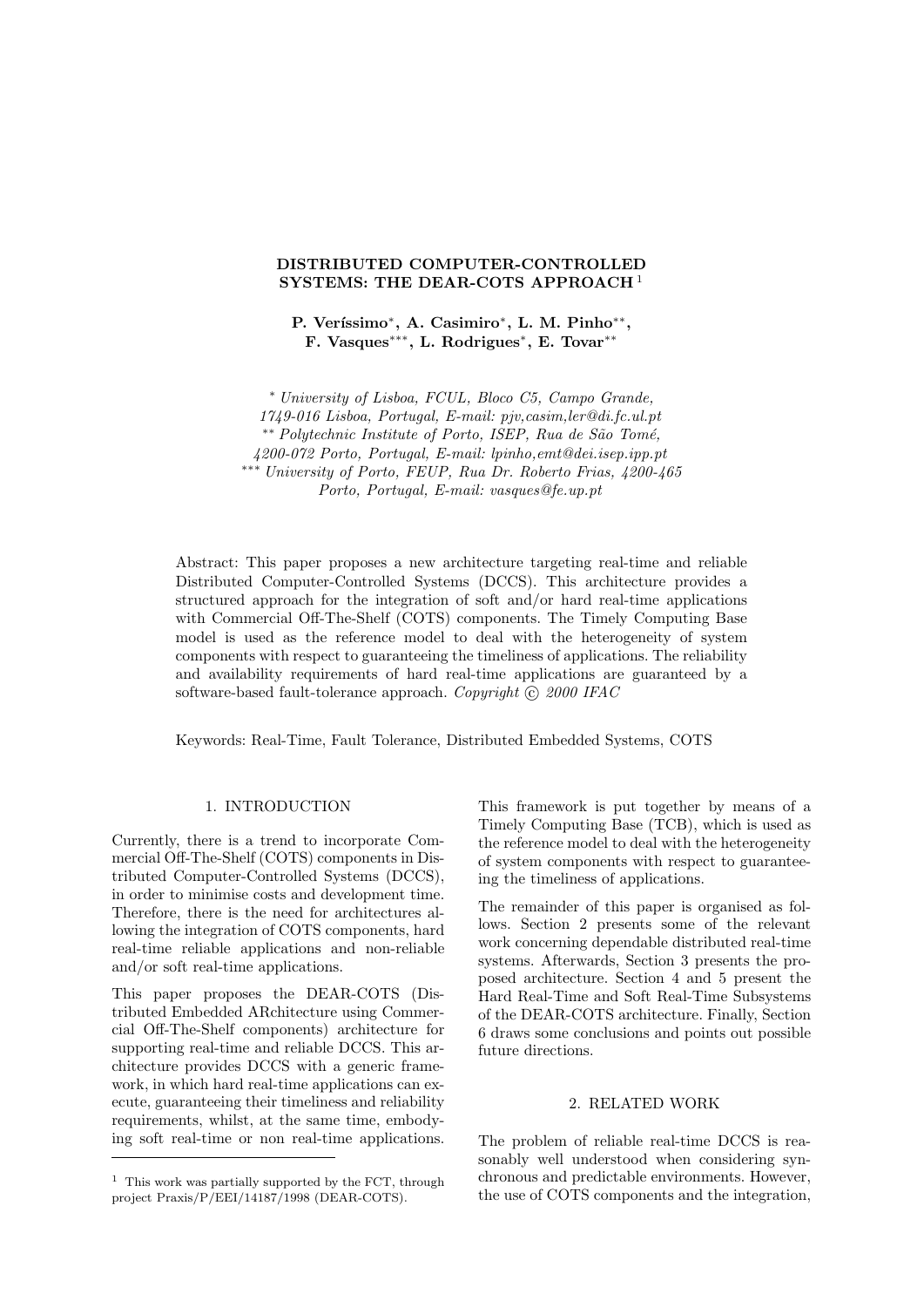# DISTRIBUTED COMPUTER-CONTROLLED SYSTEMS: THE DEAR-COTS APPROACH [1]

**P. Veríssimo*, A. Casimiro*, L. M. Pinho**, F. Vasques***, L. Rodrigues*, E. Tovar****

*\* University of Lisboa, FCUL, Bloco C5, Campo Grande, 1749-016 Lisboa, Portugal, E-mail: pjv,casim,ler@di.fc.ul.pt*
*\*\* Polytechnic Institute of Porto, ISEP, Rua de São Tomé, 4200-072 Porto, Portugal, E-mail: lpinho,emt@dei.isep.ipp.pt*
*\*\*\* University of Porto, FEUP, Rua Dr. Roberto Frias, 4200-465 Porto, Portugal, E-mail: vasques@fe.up.pt*

Abstract: This paper proposes a new architecture targeting real-time and reliable Distributed Computer-Controlled Systems (DCCS). This architecture provides a structured approach for the integration of soft and/or hard real-time applications with Commercial Off-The-Shelf (COTS) components. The Timely Computing Base model is used as the reference model to deal with the heterogeneity of system components with respect to guaranteeing the timeliness of applications. The reliability and availability requirements of hard real-time applications are guaranteed by a software-based fault-tolerance approach. *Copyright © 2000 IFAC*

Keywords: Real-Time, Fault Tolerance, Distributed Embedded Systems, COTS

## 1. INTRODUCTION

Currently, there is a trend to incorporate Commercial Off-The-Shelf (COTS) components in Distributed Computer-Controlled Systems (DCCS), in order to minimise costs and development time. Therefore, there is the need for architectures allowing the integration of COTS components, hard real-time reliable applications and non-reliable and/or soft real-time applications.

This paper proposes the DEAR-COTS (Distributed Embedded ARchitecture using Commercial Off-The-Shelf components) architecture for supporting real-time and reliable DCCS. This architecture provides DCCS with a generic framework, in which hard real-time applications can execute, guaranteeing their timeliness and reliability requirements, whilst, at the same time, embodying soft real-time or non real-time applications. This framework is put together by means of a Timely Computing Base (TCB), which is used as the reference model to deal with the heterogeneity of system components with respect to guaranteeing the timeliness of applications.

The remainder of this paper is organised as follows. Section 2 presents some of the relevant work concerning dependable distributed real-time systems. Afterwards, Section 3 presents the proposed architecture. Section 4 and 5 present the Hard Real-Time and Soft Real-Time Subsystems of the DEAR-COTS architecture. Finally, Section 6 draws some conclusions and points out possible future directions.

## 2. RELATED WORK

The problem of reliable real-time DCCS is reasonably well understood when considering synchronous and predictable environments. However, the use of COTS components and the integration,

[1] This work was partially supported by the FCT, through project Praxis/P/EEI/14187/1998 (DEAR-COTS).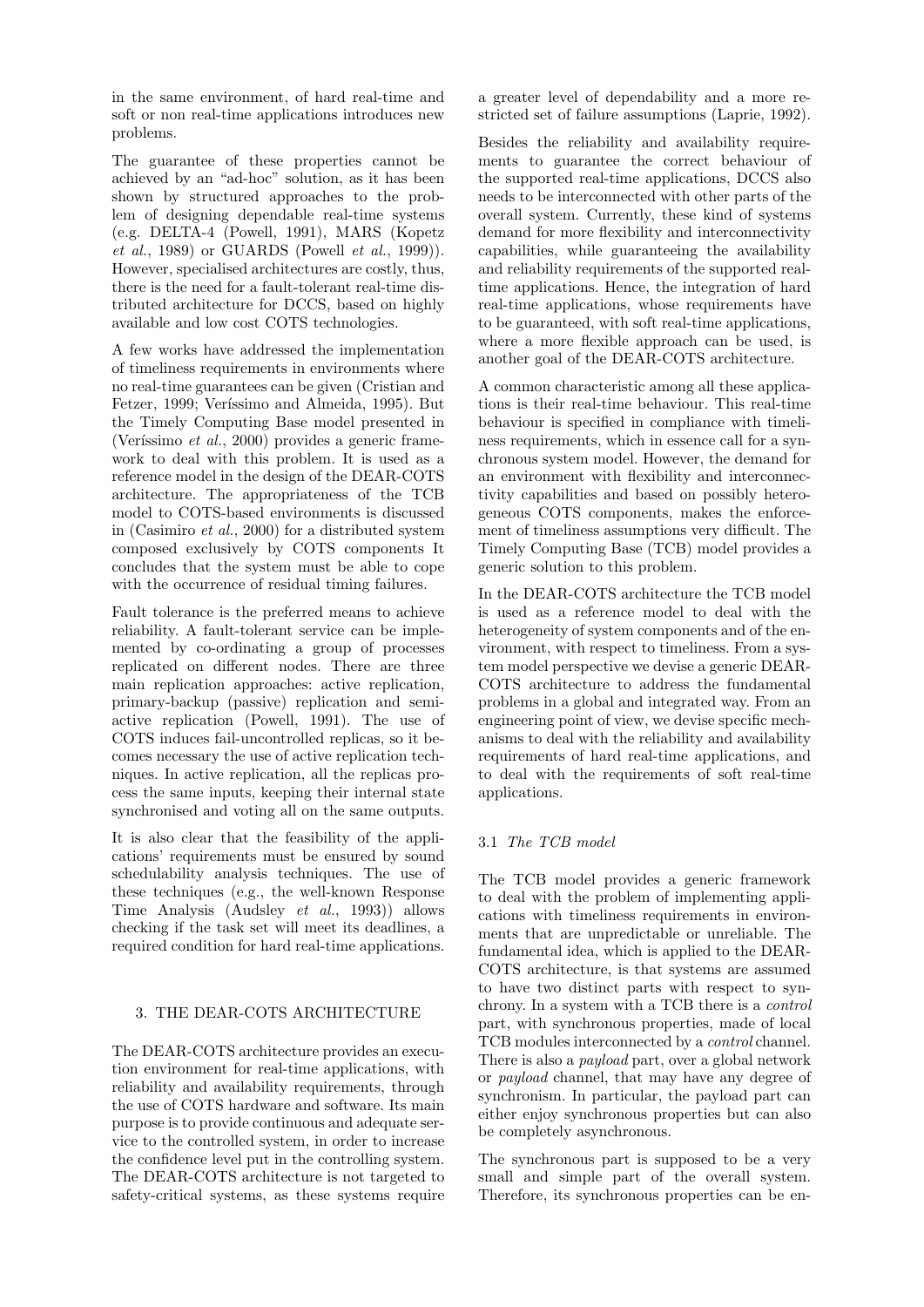in the same environment, of hard real-time and soft or non real-time applications introduces new problems.

The guarantee of these properties cannot be achieved by an "ad-hoc" solution, as it has been shown by structured approaches to the problem of designing dependable real-time systems (e.g. DELTA-4 (Powell, 1991), MARS (Kopetz *et al.*, 1989) or GUARDS (Powell *et al.*, 1999)). However, specialised architectures are costly, thus, there is the need for a fault-tolerant real-time distributed architecture for DCCS, based on highly available and low cost COTS technologies.

A few works have addressed the implementation of timeliness requirements in environments where no real-time guarantees can be given (Cristian and Fetzer, 1999; Veríssimo and Almeida, 1995). But the Timely Computing Base model presented in (Veríssimo *et al.*, 2000) provides a generic framework to deal with this problem. It is used as a reference model in the design of the DEAR-COTS architecture. The appropriateness of the TCB model to COTS-based environments is discussed in (Casimiro *et al.*, 2000) for a distributed system composed exclusively by COTS components It concludes that the system must be able to cope with the occurrence of residual timing failures.

Fault tolerance is the preferred means to achieve reliability. A fault-tolerant service can be implemented by co-ordinating a group of processes replicated on different nodes. There are three main replication approaches: active replication, primary-backup (passive) replication and semi-active replication (Powell, 1991). The use of COTS induces fail-uncontrolled replicas, so it becomes necessary the use of active replication techniques. In active replication, all the replicas process the same inputs, keeping their internal state synchronised and voting all on the same outputs.

It is also clear that the feasibility of the applications' requirements must be ensured by sound schedulability analysis techniques. The use of these techniques (e.g., the well-known Response Time Analysis (Audsley *et al.*, 1993)) allows checking if the task set will meet its deadlines, a required condition for hard real-time applications.

## 3. THE DEAR-COTS ARCHITECTURE

The DEAR-COTS architecture provides an execution environment for real-time applications, with reliability and availability requirements, through the use of COTS hardware and software. Its main purpose is to provide continuous and adequate service to the controlled system, in order to increase the confidence level put in the controlling system. The DEAR-COTS architecture is not targeted to safety-critical systems, as these systems require a greater level of dependability and a more restricted set of failure assumptions (Laprie, 1992).

Besides the reliability and availability requirements to guarantee the correct behaviour of the supported real-time applications, DCCS also needs to be interconnected with other parts of the overall system. Currently, these kind of systems demand for more flexibility and interconnectivity capabilities, while guaranteeing the availability and reliability requirements of the supported real-time applications. Hence, the integration of hard real-time applications, whose requirements have to be guaranteed, with soft real-time applications, where a more flexible approach can be used, is another goal of the DEAR-COTS architecture.

A common characteristic among all these applications is their real-time behaviour. This real-time behaviour is specified in compliance with timeliness requirements, which in essence call for a synchronous system model. However, the demand for an environment with flexibility and interconnectivity capabilities and based on possibly heterogeneous COTS components, makes the enforcement of timeliness assumptions very difficult. The Timely Computing Base (TCB) model provides a generic solution to this problem.

In the DEAR-COTS architecture the TCB model is used as a reference model to deal with the heterogeneity of system components and of the environment, with respect to timeliness. From a system model perspective we devise a generic DEAR-COTS architecture to address the fundamental problems in a global and integrated way. From an engineering point of view, we devise specific mechanisms to deal with the reliability and availability requirements of hard real-time applications, and to deal with the requirements of soft real-time applications.

### 3.1 *The TCB model*

The TCB model provides a generic framework to deal with the problem of implementing applications with timeliness requirements in environments that are unpredictable or unreliable. The fundamental idea, which is applied to the DEAR-COTS architecture, is that systems are assumed to have two distinct parts with respect to synchrony. In a system with a TCB there is a *control* part, with synchronous properties, made of local TCB modules interconnected by a *control* channel. There is also a *payload* part, over a global network or *payload* channel, that may have any degree of synchronism. In particular, the payload part can either enjoy synchronous properties but can also be completely asynchronous.

The synchronous part is supposed to be a very small and simple part of the overall system. Therefore, its synchronous properties can be en-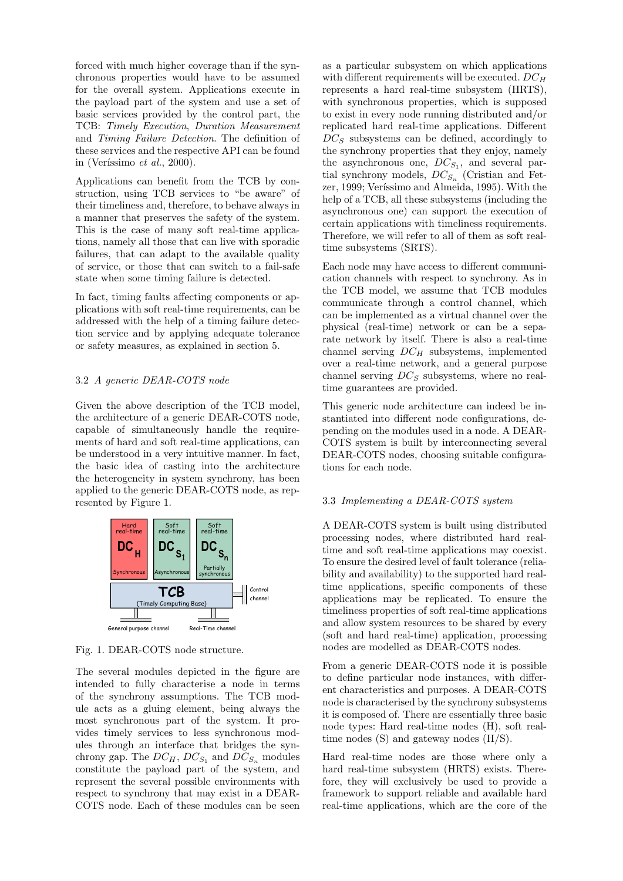forced with much higher coverage than if the synchronous properties would have to be assumed for the overall system. Applications execute in the payload part of the system and use a set of basic services provided by the control part, the TCB: *Timely Execution*, *Duration Measurement* and *Timing Failure Detection*. The definition of these services and the respective API can be found in (Veríssimo *et al.*, 2000).

Applications can benefit from the TCB by construction, using TCB services to "be aware" of their timeliness and, therefore, to behave always in a manner that preserves the safety of the system. This is the case of many soft real-time applications, namely all those that can live with sporadic failures, that can adapt to the available quality of service, or those that can switch to a fail-safe state when some timing failure is detected.

In fact, timing faults affecting components or applications with soft real-time requirements, can be addressed with the help of a timing failure detection service and by applying adequate tolerance or safety measures, as explained in section 5.

### 3.2 *A generic DEAR-COTS node*

Given the above description of the TCB model, the architecture of a generic DEAR-COTS node, capable of simultaneously handle the requirements of hard and soft real-time applications, can be understood in a very intuitive manner. In fact, the basic idea of casting into the architecture the heterogeneity in system synchrony, has been applied to the generic DEAR-COTS node, as represented by Figure 1.

Fig. 1. DEAR-COTS node structure.

The several modules depicted in the figure are intended to fully characterise a node in terms of the synchrony assumptions. The TCB module acts as a gluing element, being always the most synchronous part of the system. It provides timely services to less synchronous modules through an interface that bridges the synchrony gap. The $DC_H$, $DC_{S_1}$ and $DC_{S_n}$ modules constitute the payload part of the system, and represent the several possible environments with respect to synchrony that may exist in a DEAR-COTS node. Each of these modules can be seen as a particular subsystem on which applications with different requirements will be executed. $DC_H$ represents a hard real-time subsystem (HRTS), with synchronous properties, which is supposed to exist in every node running distributed and/or replicated hard real-time applications. Different $DC_S$ subsystems can be defined, accordingly to the synchrony properties that they enjoy, namely the asynchronous one, $DC_{S_1}$, and several partial synchrony models, $DC_{S_n}$ (Cristian and Fetzer, 1999; Veríssimo and Almeida, 1995). With the help of a TCB, all these subsystems (including the asynchronous one) can support the execution of certain applications with timeliness requirements. Therefore, we will refer to all of them as soft real-time subsystems (SRTS).

Each node may have access to different communication channels with respect to synchrony. As in the TCB model, we assume that TCB modules communicate through a control channel, which can be implemented as a virtual channel over the physical (real-time) network or can be a separate network by itself. There is also a real-time channel serving $DC_H$ subsystems, implemented over a real-time network, and a general purpose channel serving $DC_S$ subsystems, where no real-time guarantees are provided.

This generic node architecture can indeed be instantiated into different node configurations, depending on the modules used in a node. A DEAR-COTS system is built by interconnecting several DEAR-COTS nodes, choosing suitable configurations for each node.

### 3.3 *Implementing a DEAR-COTS system*

A DEAR-COTS system is built using distributed processing nodes, where distributed hard real-time and soft real-time applications may coexist. To ensure the desired level of fault tolerance (reliability and availability) to the supported hard real-time applications, specific components of these applications may be replicated. To ensure the timeliness properties of soft real-time applications and allow system resources to be shared by every (soft and hard real-time) application, processing nodes are modelled as DEAR-COTS nodes.

From a generic DEAR-COTS node it is possible to define particular node instances, with different characteristics and purposes. A DEAR-COTS node is characterised by the synchrony subsystems it is composed of. There are essentially three basic node types: Hard real-time nodes (H), soft real-time nodes (S) and gateway nodes (H/S).

Hard real-time nodes are those where only a hard real-time subsystem (HRTS) exists. Therefore, they will exclusively be used to provide a framework to support reliable and available hard real-time applications, which are the core of the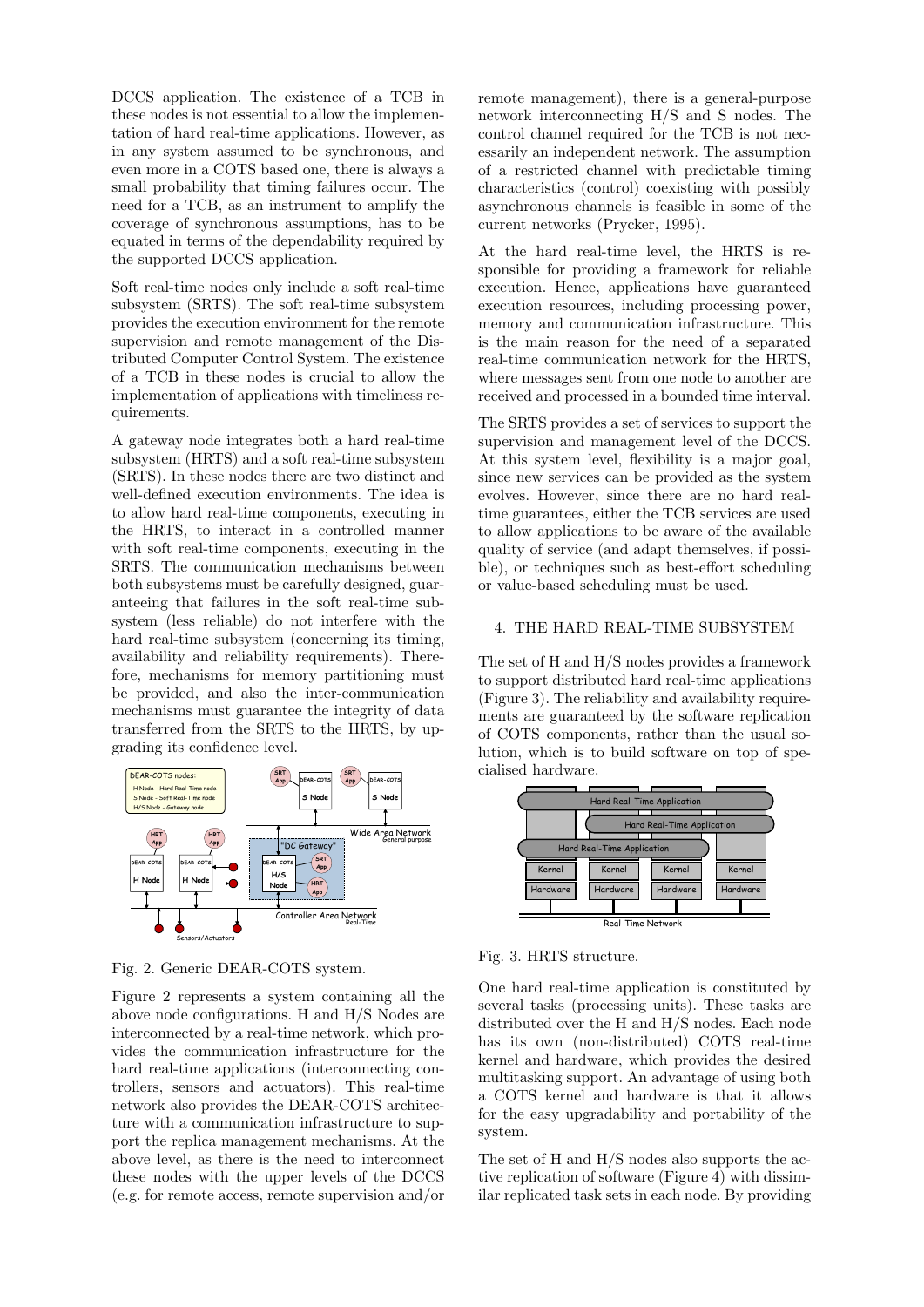DCCS application. The existence of a TCB in these nodes is not essential to allow the implementation of hard real-time applications. However, as in any system assumed to be synchronous, and even more in a COTS based one, there is always a small probability that timing failures occur. The need for a TCB, as an instrument to amplify the coverage of synchronous assumptions, has to be equated in terms of the dependability required by the supported DCCS application.

Soft real-time nodes only include a soft real-time subsystem (SRTS). The soft real-time subsystem provides the execution environment for the remote supervision and remote management of the Distributed Computer Control System. The existence of a TCB in these nodes is crucial to allow the implementation of applications with timeliness requirements.

A gateway node integrates both a hard real-time subsystem (HRTS) and a soft real-time subsystem (SRTS). In these nodes there are two distinct and well-defined execution environments. The idea is to allow hard real-time components, executing in the HRTS, to interact in a controlled manner with soft real-time components, executing in the SRTS. The communication mechanisms between both subsystems must be carefully designed, guaranteeing that failures in the soft real-time subsystem (less reliable) do not interfere with the hard real-time subsystem (concerning its timing, availability and reliability requirements). Therefore, mechanisms for memory partitioning must be provided, and also the inter-communication mechanisms must guarantee the integrity of data transferred from the SRTS to the HRTS, by upgrading its confidence level.

DEAR-COTS nodes:
H Node - Hard Real-Time node
S Node - Soft Real-Time node
H/S Node - Gateway node

SRT App
DEAR-COTS
S Node
Wide Area Network
General purpose
HRT App
H Node
"DC Gateway"
H/S Node
Controller Area Network
Real-Time
Sensors/Actuators

Fig. 2. Generic DEAR-COTS system.

Figure 2 represents a system containing all the above node configurations. H and H/S Nodes are interconnected by a real-time network, which provides the communication infrastructure for the hard real-time applications (interconnecting controllers, sensors and actuators). This real-time network also provides the DEAR-COTS architecture with a communication infrastructure to support the replica management mechanisms. At the above level, as there is the need to interconnect these nodes with the upper levels of the DCCS (e.g. for remote access, remote supervision and/or remote management), there is a general-purpose network interconnecting H/S and S nodes. The control channel required for the TCB is not necessarily an independent network. The assumption of a restricted channel with predictable timing characteristics (control) coexisting with possibly asynchronous channels is feasible in some of the current networks (Prycker, 1995).

At the hard real-time level, the HRTS is responsible for providing a framework for reliable execution. Hence, applications have guaranteed execution resources, including processing power, memory and communication infrastructure. This is the main reason for the need of a separated real-time communication network for the HRTS, where messages sent from one node to another are received and processed in a bounded time interval.

The SRTS provides a set of services to support the supervision and management level of the DCCS. At this system level, flexibility is a major goal, since new services can be provided as the system evolves. However, since there are no hard real-time guarantees, either the TCB services are used to allow applications to be aware of the available quality of service (and adapt themselves, if possible), or techniques such as best-effort scheduling or value-based scheduling must be used.

## 4. THE HARD REAL-TIME SUBSYSTEM

The set of H and H/S nodes provides a framework to support distributed hard real-time applications (Figure 3). The reliability and availability requirements are guaranteed by the software replication of COTS components, rather than the usual solution, which is to build software on top of specialised hardware.

Hard Real-Time Application
Kernel
Hardware
Real-Time Network

Fig. 3. HRTS structure.

One hard real-time application is constituted by several tasks (processing units). These tasks are distributed over the H and H/S nodes. Each node has its own (non-distributed) COTS real-time kernel and hardware, which provides the desired multitasking support. An advantage of using both a COTS kernel and hardware is that it allows for the easy upgradability and portability of the system.

The set of H and H/S nodes also supports the active replication of software (Figure 4) with dissimilar replicated task sets in each node. By providing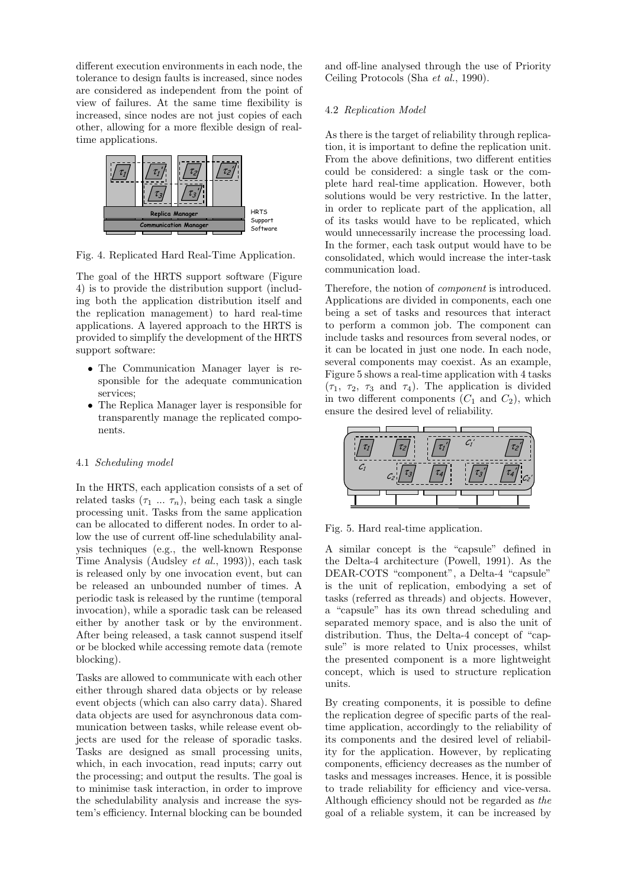different execution environments in each node, the tolerance to design faults is increased, since nodes are considered as independent from the point of view of failures. At the same time flexibility is increased, since nodes are not just copies of each other, allowing for a more flexible design of real-time applications.

Fig. 4. Replicated Hard Real-Time Application.

The goal of the HRTS support software (Figure 4) is to provide the distribution support (including both the application distribution itself and the replication management) to hard real-time applications. A layered approach to the HRTS is provided to simplify the development of the HRTS support software:

- The Communication Manager layer is responsible for the adequate communication services;
- The Replica Manager layer is responsible for transparently manage the replicated components.

#### 4.1 *Scheduling model*

In the HRTS, each application consists of a set of related tasks ($\tau_1$ ... $\tau_n$), being each task a single processing unit. Tasks from the same application can be allocated to different nodes. In order to allow the use of current off-line schedulability analysis techniques (e.g., the well-known Response Time Analysis (Audsley *et al.*, 1993)), each task is released only by one invocation event, but can be released an unbounded number of times. A periodic task is released by the runtime (temporal invocation), while a sporadic task can be released either by another task or by the environment. After being released, a task cannot suspend itself or be blocked while accessing remote data (remote blocking).

Tasks are allowed to communicate with each other either through shared data objects or by release event objects (which can also carry data). Shared data objects are used for asynchronous data communication between tasks, while release event objects are used for the release of sporadic tasks. Tasks are designed as small processing units, which, in each invocation, read inputs; carry out the processing; and output the results. The goal is to minimise task interaction, in order to improve the schedulability analysis and increase the system's efficiency. Internal blocking can be bounded and off-line analysed through the use of Priority Ceiling Protocols (Sha *et al.*, 1990).

#### 4.2 *Replication Model*

As there is the target of reliability through replication, it is important to define the replication unit. From the above definitions, two different entities could be considered: a single task or the complete hard real-time application. However, both solutions would be very restrictive. In the latter, in order to replicate part of the application, all of its tasks would have to be replicated, which would unnecessarily increase the processing load. In the former, each task output would have to be consolidated, which would increase the inter-task communication load.

Therefore, the notion of *component* is introduced. Applications are divided in components, each one being a set of tasks and resources that interact to perform a common job. The component can include tasks and resources from several nodes, or it can be located in just one node. In each node, several components may coexist. As an example, Figure 5 shows a real-time application with 4 tasks ($\tau_1$, $\tau_2$, $\tau_3$ and $\tau_4$). The application is divided in two different components ($C_1$ and $C_2$), which ensure the desired level of reliability.

Fig. 5. Hard real-time application.

A similar concept is the "capsule" defined in the Delta-4 architecture (Powell, 1991). As the DEAR-COTS "component", a Delta-4 "capsule" is the unit of replication, embodying a set of tasks (referred as threads) and objects. However, a "capsule" has its own thread scheduling and separated memory space, and is also the unit of distribution. Thus, the Delta-4 concept of "capsule" is more related to Unix processes, whilst the presented component is a more lightweight concept, which is used to structure replication units.

By creating components, it is possible to define the replication degree of specific parts of the real-time application, accordingly to the reliability of its components and the desired level of reliability for the application. However, by replicating components, efficiency decreases as the number of tasks and messages increases. Hence, it is possible to trade reliability for efficiency and vice-versa. Although efficiency should not be regarded as *the* goal of a reliable system, it can be increased by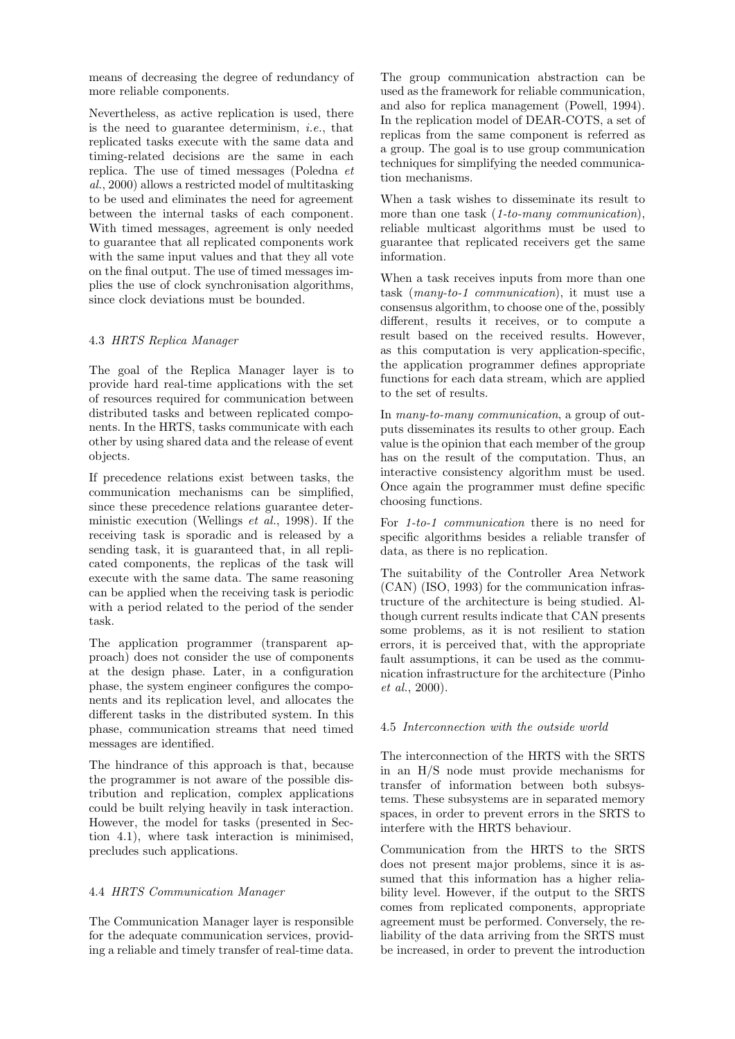means of decreasing the degree of redundancy of more reliable components.

Nevertheless, as active replication is used, there is the need to guarantee determinism, *i.e.*, that replicated tasks execute with the same data and timing-related decisions are the same in each replica. The use of timed messages (Poledna *et al.*, 2000) allows a restricted model of multitasking to be used and eliminates the need for agreement between the internal tasks of each component. With timed messages, agreement is only needed to guarantee that all replicated components work with the same input values and that they all vote on the final output. The use of timed messages implies the use of clock synchronisation algorithms, since clock deviations must be bounded.

### 4.3 *HRTS Replica Manager*

The goal of the Replica Manager layer is to provide hard real-time applications with the set of resources required for communication between distributed tasks and between replicated components. In the HRTS, tasks communicate with each other by using shared data and the release of event objects.

If precedence relations exist between tasks, the communication mechanisms can be simplified, since these precedence relations guarantee deterministic execution (Wellings *et al.*, 1998). If the receiving task is sporadic and is released by a sending task, it is guaranteed that, in all replicated components, the replicas of the task will execute with the same data. The same reasoning can be applied when the receiving task is periodic with a period related to the period of the sender task.

The application programmer (transparent approach) does not consider the use of components at the design phase. Later, in a configuration phase, the system engineer configures the components and its replication level, and allocates the different tasks in the distributed system. In this phase, communication streams that need timed messages are identified.

The hindrance of this approach is that, because the programmer is not aware of the possible distribution and replication, complex applications could be built relying heavily in task interaction. However, the model for tasks (presented in Section 4.1), where task interaction is minimised, precludes such applications.

### 4.4 *HRTS Communication Manager*

The Communication Manager layer is responsible for the adequate communication services, providing a reliable and timely transfer of real-time data.

The group communication abstraction can be used as the framework for reliable communication, and also for replica management (Powell, 1994). In the replication model of DEAR-COTS, a set of replicas from the same component is referred as a group. The goal is to use group communication techniques for simplifying the needed communication mechanisms.

When a task wishes to disseminate its result to more than one task (*1-to-many communication*), reliable multicast algorithms must be used to guarantee that replicated receivers get the same information.

When a task receives inputs from more than one task (*many-to-1 communication*), it must use a consensus algorithm, to choose one of the, possibly different, results it receives, or to compute a result based on the received results. However, as this computation is very application-specific, the application programmer defines appropriate functions for each data stream, which are applied to the set of results.

In *many-to-many communication*, a group of outputs disseminates its results to other group. Each value is the opinion that each member of the group has on the result of the computation. Thus, an interactive consistency algorithm must be used. Once again the programmer must define specific choosing functions.

For *1-to-1 communication* there is no need for specific algorithms besides a reliable transfer of data, as there is no replication.

The suitability of the Controller Area Network (CAN) (ISO, 1993) for the communication infrastructure of the architecture is being studied. Although current results indicate that CAN presents some problems, as it is not resilient to station errors, it is perceived that, with the appropriate fault assumptions, it can be used as the communication infrastructure for the architecture (Pinho *et al.*, 2000).

### 4.5 *Interconnection with the outside world*

The interconnection of the HRTS with the SRTS in an H/S node must provide mechanisms for transfer of information between both subsystems. These subsystems are in separated memory spaces, in order to prevent errors in the SRTS to interfere with the HRTS behaviour.

Communication from the HRTS to the SRTS does not present major problems, since it is assumed that this information has a higher reliability level. However, if the output to the SRTS comes from replicated components, appropriate agreement must be performed. Conversely, the reliability of the data arriving from the SRTS must be increased, in order to prevent the introduction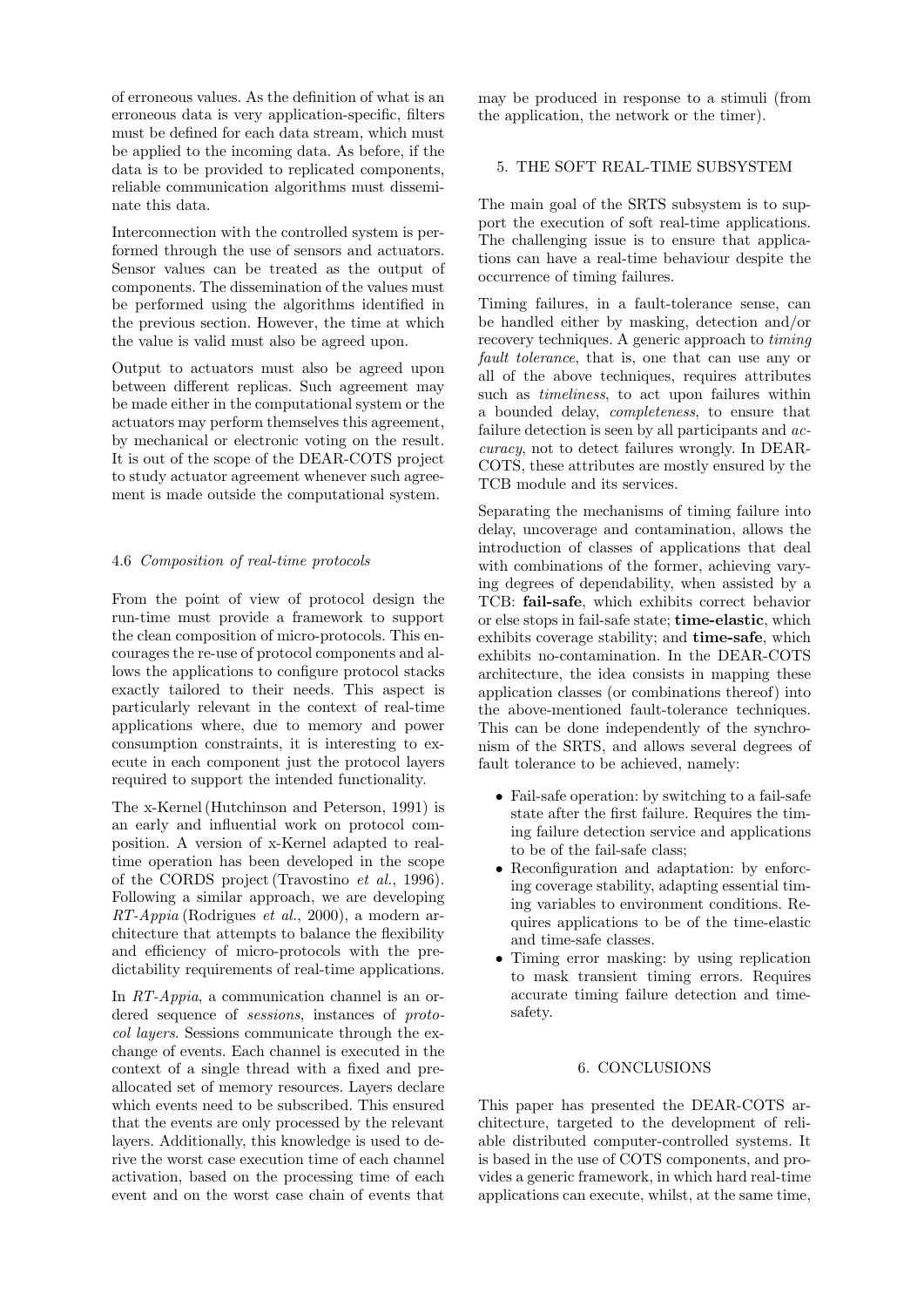of erroneous values. As the definition of what is an erroneous data is very application-specific, filters must be defined for each data stream, which must be applied to the incoming data. As before, if the data is to be provided to replicated components, reliable communication algorithms must disseminate this data.

Interconnection with the controlled system is performed through the use of sensors and actuators. Sensor values can be treated as the output of components. The dissemination of the values must be performed using the algorithms identified in the previous section. However, the time at which the value is valid must also be agreed upon.

Output to actuators must also be agreed upon between different replicas. Such agreement may be made either in the computational system or the actuators may perform themselves this agreement, by mechanical or electronic voting on the result. It is out of the scope of the DEAR-COTS project to study actuator agreement whenever such agreement is made outside the computational system.

### 4.6 *Composition of real-time protocols*

From the point of view of protocol design the run-time must provide a framework to support the clean composition of micro-protocols. This encourages the re-use of protocol components and allows the applications to configure protocol stacks exactly tailored to their needs. This aspect is particularly relevant in the context of real-time applications where, due to memory and power consumption constraints, it is interesting to execute in each component just the protocol layers required to support the intended functionality.

The x-Kernel (Hutchinson and Peterson, 1991) is an early and influential work on protocol composition. A version of x-Kernel adapted to real-time operation has been developed in the scope of the CORDS project (Travostino *et al.*, 1996). Following a similar approach, we are developing *RT-Appia* (Rodrigues *et al.*, 2000), a modern architecture that attempts to balance the flexibility and efficiency of micro-protocols with the predictability requirements of real-time applications.

In *RT-Appia*, a communication channel is an ordered sequence of *sessions*, instances of *protocol layers*. Sessions communicate through the exchange of events. Each channel is executed in the context of a single thread with a fixed and pre-allocated set of memory resources. Layers declare which events need to be subscribed. This ensured that the events are only processed by the relevant layers. Additionally, this knowledge is used to derive the worst case execution time of each channel activation, based on the processing time of each event and on the worst case chain of events that may be produced in response to a stimuli (from the application, the network or the timer).

## 5. THE SOFT REAL-TIME SUBSYSTEM

The main goal of the SRTS subsystem is to support the execution of soft real-time applications. The challenging issue is to ensure that applications can have a real-time behaviour despite the occurrence of timing failures.

Timing failures, in a fault-tolerance sense, can be handled either by masking, detection and/or recovery techniques. A generic approach to *timing fault tolerance*, that is, one that can use any or all of the above techniques, requires attributes such as *timeliness*, to act upon failures within a bounded delay, *completeness*, to ensure that failure detection is seen by all participants and *accuracy*, not to detect failures wrongly. In DEAR-COTS, these attributes are mostly ensured by the TCB module and its services.

Separating the mechanisms of timing failure into delay, uncoverage and contamination, allows the introduction of classes of applications that deal with combinations of the former, achieving varying degrees of dependability, when assisted by a TCB: **fail-safe**, which exhibits correct behavior or else stops in fail-safe state; **time-elastic**, which exhibits coverage stability; and **time-safe**, which exhibits no-contamination. In the DEAR-COTS architecture, the idea consists in mapping these application classes (or combinations thereof) into the above-mentioned fault-tolerance techniques. This can be done independently of the synchronism of the SRTS, and allows several degrees of fault tolerance to be achieved, namely:

- Fail-safe operation: by switching to a fail-safe state after the first failure. Requires the timing failure detection service and applications to be of the fail-safe class;
- Reconfiguration and adaptation: by enforcing coverage stability, adapting essential timing variables to environment conditions. Requires applications to be of the time-elastic and time-safe classes.
- Timing error masking: by using replication to mask transient timing errors. Requires accurate timing failure detection and time-safety.

## 6. CONCLUSIONS

This paper has presented the DEAR-COTS architecture, targeted to the development of reliable distributed computer-controlled systems. It is based in the use of COTS components, and provides a generic framework, in which hard real-time applications can execute, whilst, at the same time,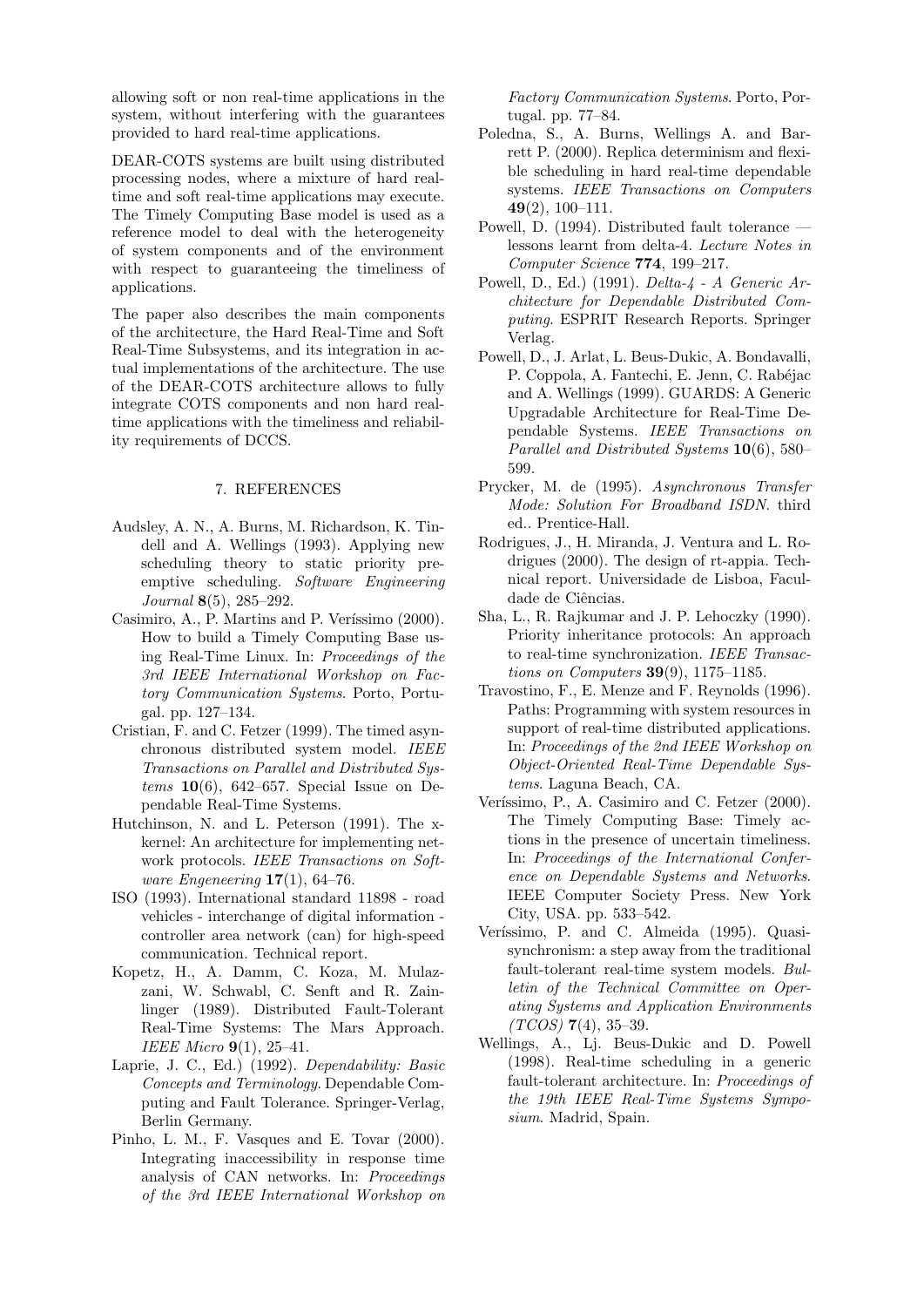allowing soft or non real-time applications in the system, without interfering with the guarantees provided to hard real-time applications.

DEAR-COTS systems are built using distributed processing nodes, where a mixture of hard real-time and soft real-time applications may execute. The Timely Computing Base model is used as a reference model to deal with the heterogeneity of system components and of the environment with respect to guaranteeing the timeliness of applications.

The paper also describes the main components of the architecture, the Hard Real-Time and Soft Real-Time Subsystems, and its integration in actual implementations of the architecture. The use of the DEAR-COTS architecture allows to fully integrate COTS components and non hard real-time applications with the timeliness and reliability requirements of DCCS.

## 7. REFERENCES

Audsley, A. N., A. Burns, M. Richardson, K. Tindell and A. Wellings (1993). Applying new scheduling theory to static priority preemptive scheduling. *Software Engineering Journal* **8**(5), 285–292.

Casimiro, A., P. Martins and P. Veríssimo (2000). How to build a Timely Computing Base using Real-Time Linux. In: *Proceedings of the 3rd IEEE International Workshop on Factory Communication Systems*. Porto, Portugal. pp. 127–134.

Cristian, F. and C. Fetzer (1999). The timed asynchronous distributed system model. *IEEE Transactions on Parallel and Distributed Systems* **10**(6), 642–657. Special Issue on Dependable Real-Time Systems.

Hutchinson, N. and L. Peterson (1991). The x-kernel: An architecture for implementing network protocols. *IEEE Transactions on Software Engeneering* **17**(1), 64–76.

ISO (1993). International standard 11898 - road vehicles - interchange of digital information - controller area network (can) for high-speed communication. Technical report.

Kopetz, H., A. Damm, C. Koza, M. Mulazzani, W. Schwabl, C. Senft and R. Zainlinger (1989). Distributed Fault-Tolerant Real-Time Systems: The Mars Approach. *IEEE Micro* **9**(1), 25–41.

Laprie, J. C., Ed.) (1992). *Dependability: Basic Concepts and Terminology*. Dependable Computing and Fault Tolerance. Springer-Verlag, Berlin Germany.

Pinho, L. M., F. Vasques and E. Tovar (2000). Integrating inaccessibility in response time analysis of CAN networks. In: *Proceedings of the 3rd IEEE International Workshop on Factory Communication Systems*. Porto, Portugal. pp. 77–84.

Poledna, S., A. Burns, Wellings A. and Barrett P. (2000). Replica determinism and flexible scheduling in hard real-time dependable systems. *IEEE Transactions on Computers* **49**(2), 100–111.

Powell, D. (1994). Distributed fault tolerance — lessons learnt from delta-4. *Lecture Notes in Computer Science* **774**, 199–217.

Powell, D., Ed.) (1991). *Delta-4 - A Generic Architecture for Dependable Distributed Computing*. ESPRIT Research Reports. Springer Verlag.

Powell, D., J. Arlat, L. Beus-Dukic, A. Bondavalli, P. Coppola, A. Fantechi, E. Jenn, C. Rabéjac and A. Wellings (1999). GUARDS: A Generic Upgradable Architecture for Real-Time Dependable Systems. *IEEE Transactions on Parallel and Distributed Systems* **10**(6), 580–599.

Prycker, M. de (1995). *Asynchronous Transfer Mode: Solution For Broadband ISDN.* third ed.. Prentice-Hall.

Rodrigues, J., H. Miranda, J. Ventura and L. Rodrigues (2000). The design of rt-appia. Technical report. Universidade de Lisboa, Faculdade de Ciências.

Sha, L., R. Rajkumar and J. P. Lehoczky (1990). Priority inheritance protocols: An approach to real-time synchronization. *IEEE Transactions on Computers* **39**(9), 1175–1185.

Travostino, F., E. Menze and F. Reynolds (1996). Paths: Programming with system resources in support of real-time distributed applications. In: *Proceedings of the 2nd IEEE Workshop on Object-Oriented Real-Time Dependable Systems*. Laguna Beach, CA.

Veríssimo, P., A. Casimiro and C. Fetzer (2000). The Timely Computing Base: Timely actions in the presence of uncertain timeliness. In: *Proceedings of the International Conference on Dependable Systems and Networks*. IEEE Computer Society Press. New York City, USA. pp. 533–542.

Veríssimo, P. and C. Almeida (1995). Quasi-synchronism: a step away from the traditional fault-tolerant real-time system models. *Bulletin of the Technical Committee on Operating Systems and Application Environments (TCOS)* **7**(4), 35–39.

Wellings, A., Lj. Beus-Dukic and D. Powell (1998). Real-time scheduling in a generic fault-tolerant architecture. In: *Proceedings of the 19th IEEE Real-Time Systems Symposium*. Madrid, Spain.